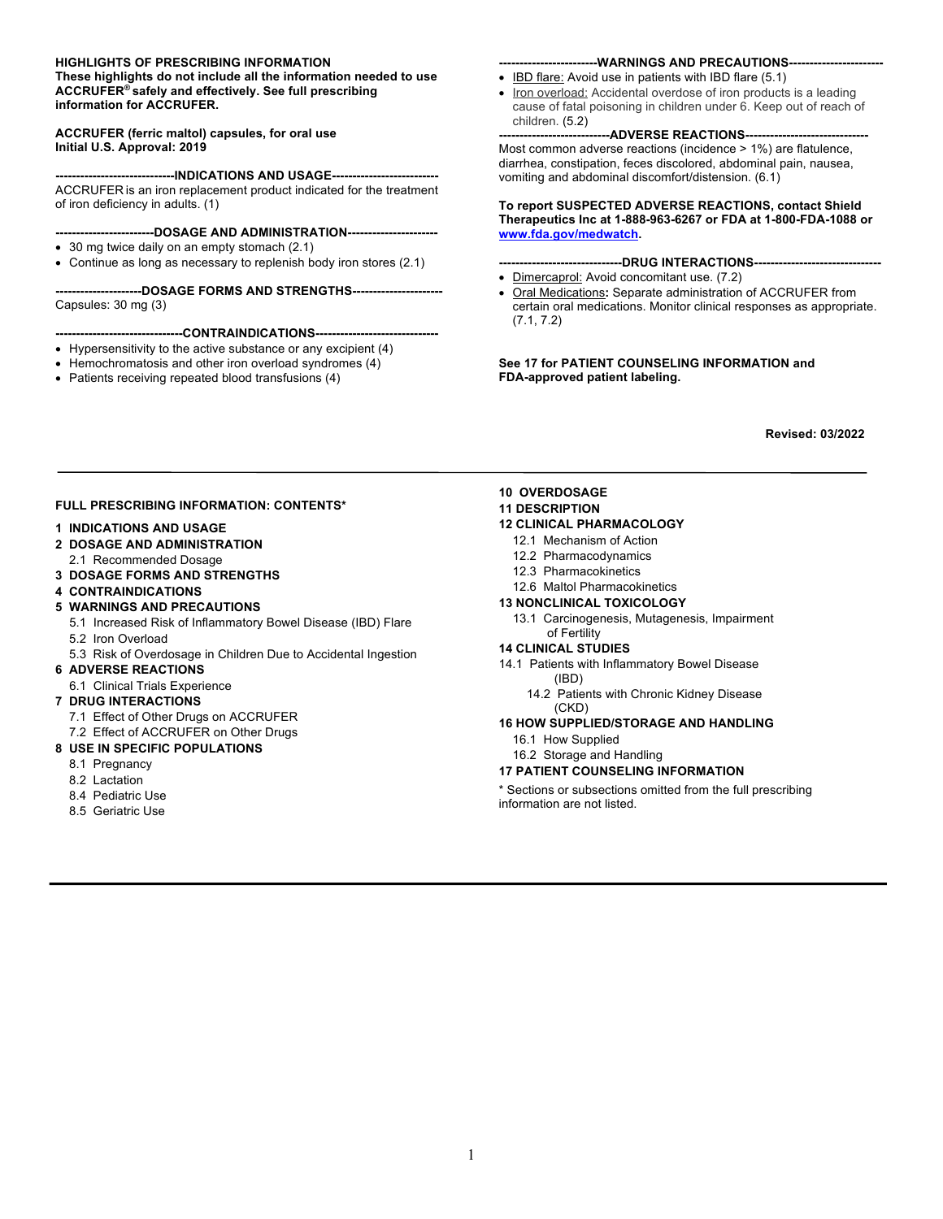**HIGHLIGHTS OF PRESCRIBING INFORMATION**
**These highlights do not include all the information needed to use ACCRUFER® safely and effectively. See full prescribing information for ACCRUFER.**

**ACCRUFER (ferric maltol) capsules, for oral use**
**Initial U.S. Approval: 2019**

**----------------------------INDICATIONS AND USAGE--------------------------**
ACCRUFER is an iron replacement product indicated for the treatment of iron deficiency in adults. (1)

**-----------------------DOSAGE AND ADMINISTRATION----------------------**
- 30 mg twice daily on an empty stomach (2.1)
- Continue as long as necessary to replenish body iron stores (2.1)

**---------------------DOSAGE FORMS AND STRENGTHS----------------------**
Capsules: 30 mg (3)

**-------------------------------CONTRAINDICATIONS------------------------------**
- Hypersensitivity to the active substance or any excipient (4)
- Hemochromatosis and other iron overload syndromes (4)
- Patients receiving repeated blood transfusions (4)

**-----------------------WARNINGS AND PRECAUTIONS-----------------------**
- IBD flare: Avoid use in patients with IBD flare (5.1)
- Iron overload: Accidental overdose of iron products is a leading cause of fatal poisoning in children under 6. Keep out of reach of children. (5.2)

**---------------------------ADVERSE REACTIONS------------------------------**
Most common adverse reactions (incidence > 1%) are flatulence, diarrhea, constipation, feces discolored, abdominal pain, nausea, vomiting and abdominal discomfort/distension. (6.1)

**To report SUSPECTED ADVERSE REACTIONS, contact Shield Therapeutics Inc at 1-888-963-6267 or FDA at 1-800-FDA-1088 or www.fda.gov/medwatch.**

**------------------------------DRUG INTERACTIONS-------------------------------**
- Dimercaprol: Avoid concomitant use. (7.2)
- Oral Medications**:** Separate administration of ACCRUFER from certain oral medications. Monitor clinical responses as appropriate. (7.1, 7.2)

**See 17 for PATIENT COUNSELING INFORMATION and FDA-approved patient labeling.**

**Revised: 03/2022**

---

**FULL PRESCRIBING INFORMATION: CONTENTS***

**1 INDICATIONS AND USAGE**
**2 DOSAGE AND ADMINISTRATION**
  2.1 Recommended Dosage
**3 DOSAGE FORMS AND STRENGTHS**
**4 CONTRAINDICATIONS**
**5 WARNINGS AND PRECAUTIONS**
  5.1 Increased Risk of Inflammatory Bowel Disease (IBD) Flare
  5.2 Iron Overload
  5.3 Risk of Overdosage in Children Due to Accidental Ingestion
**6 ADVERSE REACTIONS**
  6.1 Clinical Trials Experience
**7 DRUG INTERACTIONS**
  7.1 Effect of Other Drugs on ACCRUFER
  7.2 Effect of ACCRUFER on Other Drugs
**8 USE IN SPECIFIC POPULATIONS**
  8.1 Pregnancy
  8.2 Lactation
  8.4 Pediatric Use
  8.5 Geriatric Use
**10 OVERDOSAGE**
**11 DESCRIPTION**
**12 CLINICAL PHARMACOLOGY**
  12.1 Mechanism of Action
  12.2 Pharmacodynamics
  12.3 Pharmacokinetics
  12.6 Maltol Pharmacokinetics
**13 NONCLINICAL TOXICOLOGY**
  13.1 Carcinogenesis, Mutagenesis, Impairment of Fertility
**14 CLINICAL STUDIES**
  14.1 Patients with Inflammatory Bowel Disease (IBD)
  14.2 Patients with Chronic Kidney Disease (CKD)
**16 HOW SUPPLIED/STORAGE AND HANDLING**
  16.1 How Supplied
  16.2 Storage and Handling
**17 PATIENT COUNSELING INFORMATION**

* Sections or subsections omitted from the full prescribing information are not listed.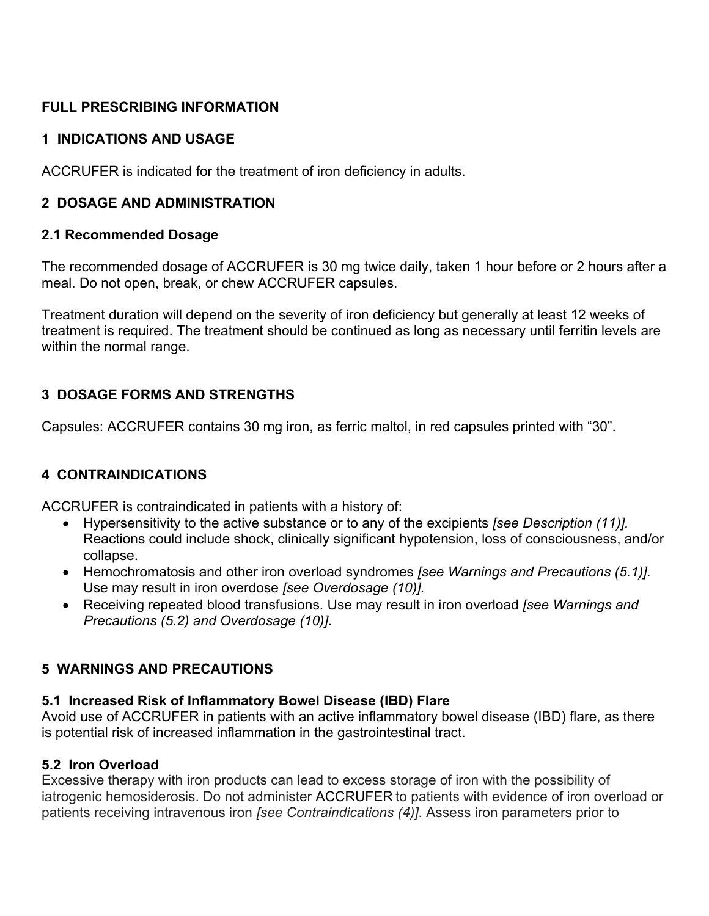## FULL PRESCRIBING INFORMATION

## 1 INDICATIONS AND USAGE

ACCRUFER is indicated for the treatment of iron deficiency in adults.

## 2 DOSAGE AND ADMINISTRATION

### 2.1 Recommended Dosage

The recommended dosage of ACCRUFER is 30 mg twice daily, taken 1 hour before or 2 hours after a meal. Do not open, break, or chew ACCRUFER capsules.

Treatment duration will depend on the severity of iron deficiency but generally at least 12 weeks of treatment is required. The treatment should be continued as long as necessary until ferritin levels are within the normal range.

## 3 DOSAGE FORMS AND STRENGTHS

Capsules: ACCRUFER contains 30 mg iron, as ferric maltol, in red capsules printed with “30”.

## 4 CONTRAINDICATIONS

ACCRUFER is contraindicated in patients with a history of:

- Hypersensitivity to the active substance or to any of the excipients *[see Description (11)].* Reactions could include shock, clinically significant hypotension, loss of consciousness, and/or collapse.
- Hemochromatosis and other iron overload syndromes *[see Warnings and Precautions (5.1)].* Use may result in iron overdose *[see Overdosage (10)].*
- Receiving repeated blood transfusions. Use may result in iron overload *[see Warnings and Precautions (5.2) and Overdosage (10)]*.

## 5 WARNINGS AND PRECAUTIONS

### 5.1 Increased Risk of Inflammatory Bowel Disease (IBD) Flare

Avoid use of ACCRUFER in patients with an active inflammatory bowel disease (IBD) flare, as there is potential risk of increased inflammation in the gastrointestinal tract.

### 5.2 Iron Overload

Excessive therapy with iron products can lead to excess storage of iron with the possibility of iatrogenic hemosiderosis. Do not administer ACCRUFER to patients with evidence of iron overload or patients receiving intravenous iron *[see Contraindications (4)]*. Assess iron parameters prior to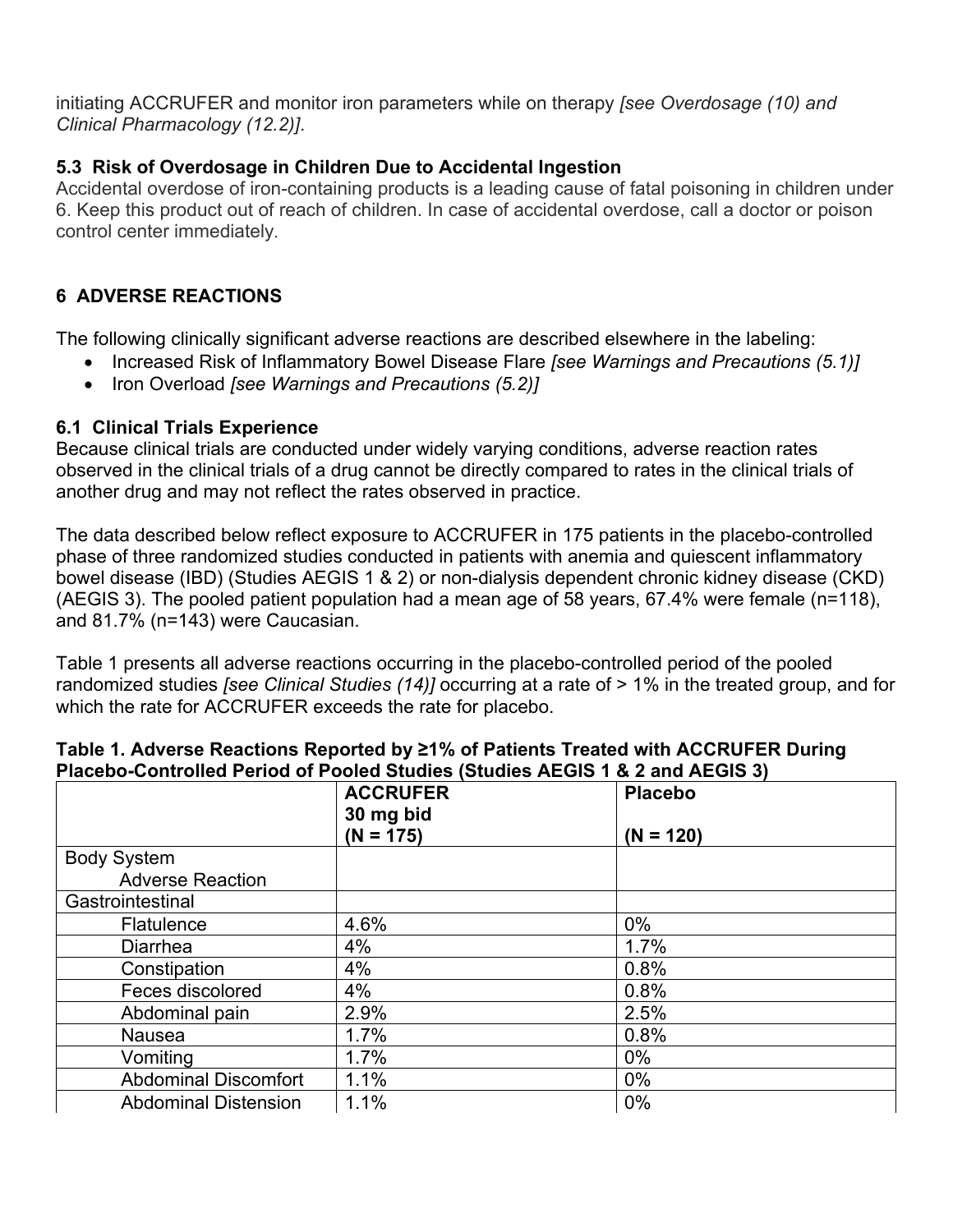initiating ACCRUFER and monitor iron parameters while on therapy *[see Overdosage (10) and Clinical Pharmacology (12.2)]*.

### 5.3 Risk of Overdosage in Children Due to Accidental Ingestion

Accidental overdose of iron-containing products is a leading cause of fatal poisoning in children under 6. Keep this product out of reach of children. In case of accidental overdose, call a doctor or poison control center immediately.

## 6 ADVERSE REACTIONS

The following clinically significant adverse reactions are described elsewhere in the labeling:

- Increased Risk of Inflammatory Bowel Disease Flare *[see Warnings and Precautions (5.1)]*
- Iron Overload *[see Warnings and Precautions (5.2)]*

### 6.1 Clinical Trials Experience

Because clinical trials are conducted under widely varying conditions, adverse reaction rates observed in the clinical trials of a drug cannot be directly compared to rates in the clinical trials of another drug and may not reflect the rates observed in practice.

The data described below reflect exposure to ACCRUFER in 175 patients in the placebo-controlled phase of three randomized studies conducted in patients with anemia and quiescent inflammatory bowel disease (IBD) (Studies AEGIS 1 & 2) or non-dialysis dependent chronic kidney disease (CKD) (AEGIS 3). The pooled patient population had a mean age of 58 years, 67.4% were female (n=118), and 81.7% (n=143) were Caucasian.

Table 1 presents all adverse reactions occurring in the placebo-controlled period of the pooled randomized studies *[see Clinical Studies (14)]* occurring at a rate of > 1% in the treated group, and for which the rate for ACCRUFER exceeds the rate for placebo.

**Table 1. Adverse Reactions Reported by ≥1% of Patients Treated with ACCRUFER During Placebo-Controlled Period of Pooled Studies (Studies AEGIS 1 & 2 and AEGIS 3)**

| | **ACCRUFER 30 mg bid (N = 175)** | **Placebo (N = 120)** |
|---|---|---|
| Body System<br>Adverse Reaction | | |
| Gastrointestinal | | |
| Flatulence | 4.6% | 0% |
| Diarrhea | 4% | 1.7% |
| Constipation | 4% | 0.8% |
| Feces discolored | 4% | 0.8% |
| Abdominal pain | 2.9% | 2.5% |
| Nausea | 1.7% | 0.8% |
| Vomiting | 1.7% | 0% |
| Abdominal Discomfort | 1.1% | 0% |
| Abdominal Distension | 1.1% | 0% |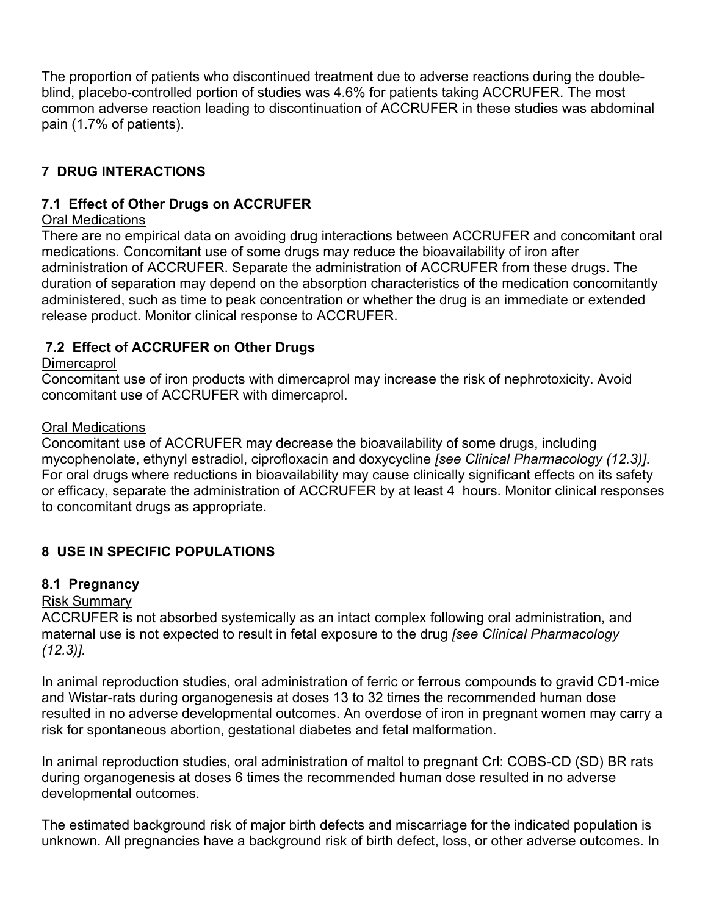The proportion of patients who discontinued treatment due to adverse reactions during the double-blind, placebo-controlled portion of studies was 4.6% for patients taking ACCRUFER. The most common adverse reaction leading to discontinuation of ACCRUFER in these studies was abdominal pain (1.7% of patients).

## 7 DRUG INTERACTIONS

### 7.1 Effect of Other Drugs on ACCRUFER

Oral Medications

There are no empirical data on avoiding drug interactions between ACCRUFER and concomitant oral medications. Concomitant use of some drugs may reduce the bioavailability of iron after administration of ACCRUFER. Separate the administration of ACCRUFER from these drugs. The duration of separation may depend on the absorption characteristics of the medication concomitantly administered, such as time to peak concentration or whether the drug is an immediate or extended release product. Monitor clinical response to ACCRUFER.

### 7.2 Effect of ACCRUFER on Other Drugs

Dimercaprol

Concomitant use of iron products with dimercaprol may increase the risk of nephrotoxicity. Avoid concomitant use of ACCRUFER with dimercaprol.

Oral Medications

Concomitant use of ACCRUFER may decrease the bioavailability of some drugs, including mycophenolate, ethynyl estradiol, ciprofloxacin and doxycycline *[see Clinical Pharmacology (12.3)]*. For oral drugs where reductions in bioavailability may cause clinically significant effects on its safety or efficacy, separate the administration of ACCRUFER by at least 4 hours. Monitor clinical responses to concomitant drugs as appropriate.

## 8 USE IN SPECIFIC POPULATIONS

### 8.1 Pregnancy

Risk Summary

ACCRUFER is not absorbed systemically as an intact complex following oral administration, and maternal use is not expected to result in fetal exposure to the drug *[see Clinical Pharmacology (12.3)].*

In animal reproduction studies, oral administration of ferric or ferrous compounds to gravid CD1-mice and Wistar-rats during organogenesis at doses 13 to 32 times the recommended human dose resulted in no adverse developmental outcomes. An overdose of iron in pregnant women may carry a risk for spontaneous abortion, gestational diabetes and fetal malformation.

In animal reproduction studies, oral administration of maltol to pregnant Crl: COBS-CD (SD) BR rats during organogenesis at doses 6 times the recommended human dose resulted in no adverse developmental outcomes.

The estimated background risk of major birth defects and miscarriage for the indicated population is unknown. All pregnancies have a background risk of birth defect, loss, or other adverse outcomes. In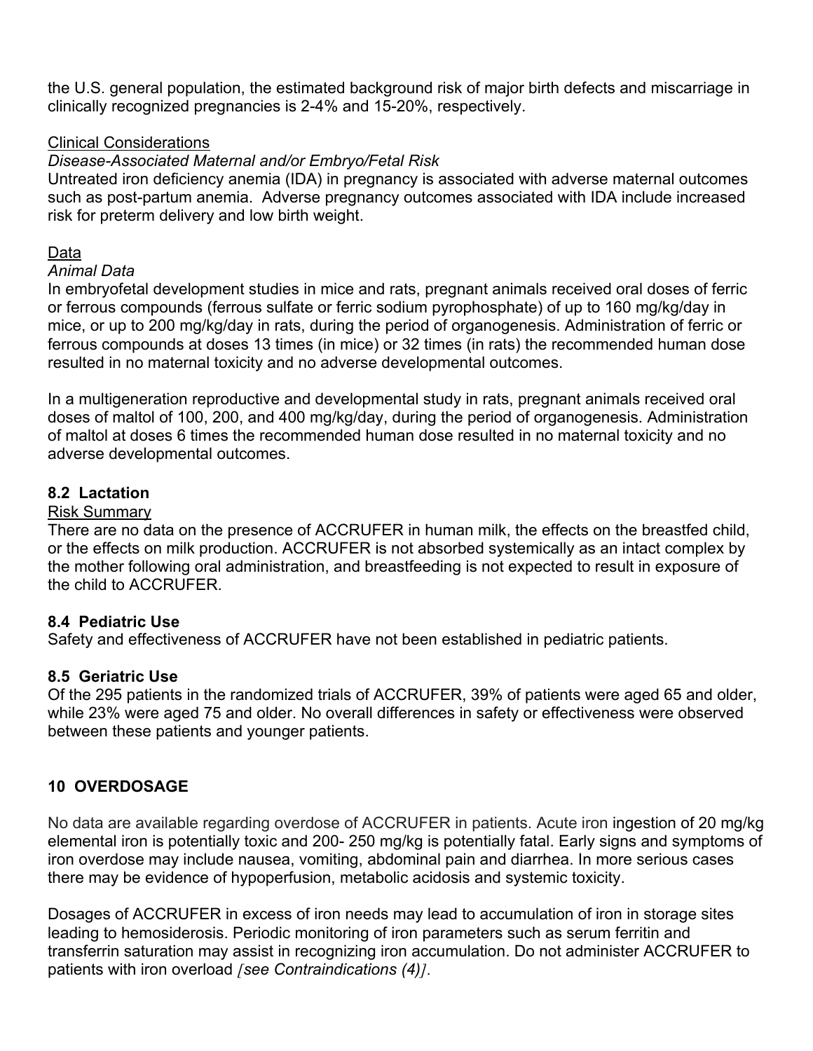the U.S. general population, the estimated background risk of major birth defects and miscarriage in clinically recognized pregnancies is 2-4% and 15-20%, respectively.

Clinical Considerations

*Disease-Associated Maternal and/or Embryo/Fetal Risk*

Untreated iron deficiency anemia (IDA) in pregnancy is associated with adverse maternal outcomes such as post-partum anemia. Adverse pregnancy outcomes associated with IDA include increased risk for preterm delivery and low birth weight.

Data

*Animal Data*

In embryofetal development studies in mice and rats, pregnant animals received oral doses of ferric or ferrous compounds (ferrous sulfate or ferric sodium pyrophosphate) of up to 160 mg/kg/day in mice, or up to 200 mg/kg/day in rats, during the period of organogenesis. Administration of ferric or ferrous compounds at doses 13 times (in mice) or 32 times (in rats) the recommended human dose resulted in no maternal toxicity and no adverse developmental outcomes.

In a multigeneration reproductive and developmental study in rats, pregnant animals received oral doses of maltol of 100, 200, and 400 mg/kg/day, during the period of organogenesis. Administration of maltol at doses 6 times the recommended human dose resulted in no maternal toxicity and no adverse developmental outcomes.

### 8.2 Lactation

Risk Summary

There are no data on the presence of ACCRUFER in human milk, the effects on the breastfed child, or the effects on milk production. ACCRUFER is not absorbed systemically as an intact complex by the mother following oral administration, and breastfeeding is not expected to result in exposure of the child to ACCRUFER.

### 8.4 Pediatric Use

Safety and effectiveness of ACCRUFER have not been established in pediatric patients.

### 8.5 Geriatric Use

Of the 295 patients in the randomized trials of ACCRUFER, 39% of patients were aged 65 and older, while 23% were aged 75 and older. No overall differences in safety or effectiveness were observed between these patients and younger patients.

## 10 OVERDOSAGE

No data are available regarding overdose of ACCRUFER in patients. Acute iron ingestion of 20 mg/kg elemental iron is potentially toxic and 200- 250 mg/kg is potentially fatal. Early signs and symptoms of iron overdose may include nausea, vomiting, abdominal pain and diarrhea. In more serious cases there may be evidence of hypoperfusion, metabolic acidosis and systemic toxicity.

Dosages of ACCRUFER in excess of iron needs may lead to accumulation of iron in storage sites leading to hemosiderosis. Periodic monitoring of iron parameters such as serum ferritin and transferrin saturation may assist in recognizing iron accumulation. Do not administer ACCRUFER to patients with iron overload *[see Contraindications (4)]*.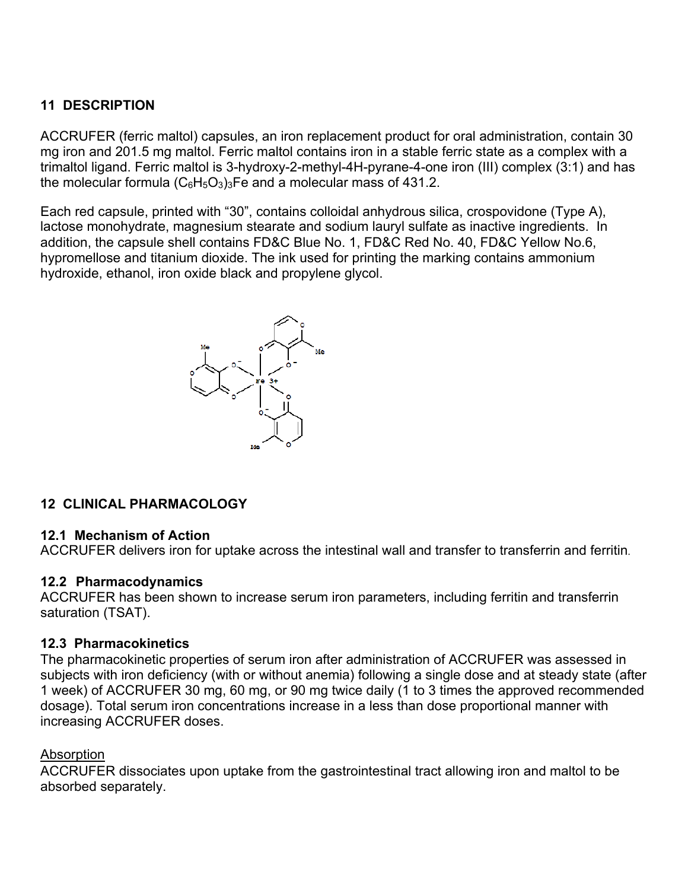## 11 DESCRIPTION

ACCRUFER (ferric maltol) capsules, an iron replacement product for oral administration, contain 30 mg iron and 201.5 mg maltol. Ferric maltol contains iron in a stable ferric state as a complex with a trimaltol ligand. Ferric maltol is 3-hydroxy-2-methyl-4H-pyrane-4-one iron (III) complex (3:1) and has the molecular formula $(C_6H_5O_3)_3Fe$ and a molecular mass of 431.2.

Each red capsule, printed with "30", contains colloidal anhydrous silica, crospovidone (Type A), lactose monohydrate, magnesium stearate and sodium lauryl sulfate as inactive ingredients. In addition, the capsule shell contains FD&C Blue No. 1, FD&C Red No. 40, FD&C Yellow No.6, hypromellose and titanium dioxide. The ink used for printing the marking contains ammonium hydroxide, ethanol, iron oxide black and propylene glycol.

## 12 CLINICAL PHARMACOLOGY

### 12.1 Mechanism of Action

ACCRUFER delivers iron for uptake across the intestinal wall and transfer to transferrin and ferritin.

### 12.2 Pharmacodynamics

ACCRUFER has been shown to increase serum iron parameters, including ferritin and transferrin saturation (TSAT).

### 12.3 Pharmacokinetics

The pharmacokinetic properties of serum iron after administration of ACCRUFER was assessed in subjects with iron deficiency (with or without anemia) following a single dose and at steady state (after 1 week) of ACCRUFER 30 mg, 60 mg, or 90 mg twice daily (1 to 3 times the approved recommended dosage). Total serum iron concentrations increase in a less than dose proportional manner with increasing ACCRUFER doses.

Absorption

ACCRUFER dissociates upon uptake from the gastrointestinal tract allowing iron and maltol to be absorbed separately.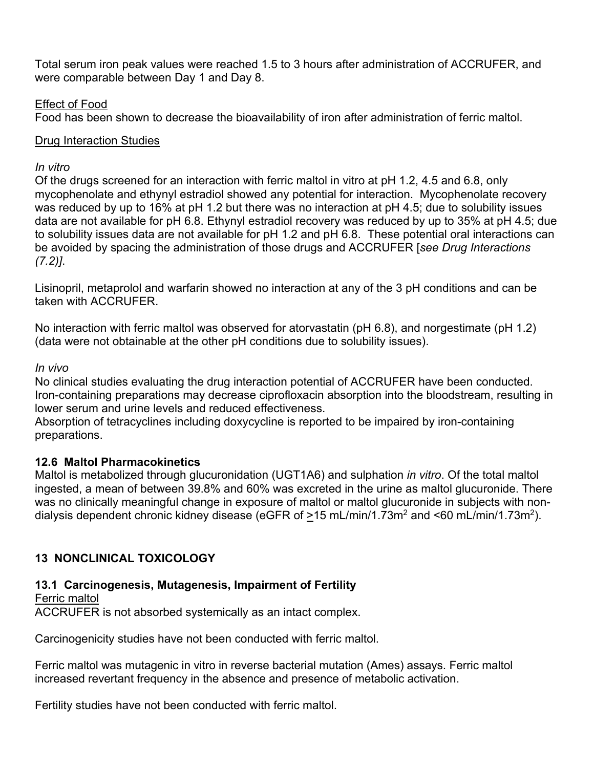Total serum iron peak values were reached 1.5 to 3 hours after administration of ACCRUFER, and were comparable between Day 1 and Day 8.

Effect of Food

Food has been shown to decrease the bioavailability of iron after administration of ferric maltol.

Drug Interaction Studies

*In vitro*

Of the drugs screened for an interaction with ferric maltol in vitro at pH 1.2, 4.5 and 6.8, only mycophenolate and ethynyl estradiol showed any potential for interaction. Mycophenolate recovery was reduced by up to 16% at pH 1.2 but there was no interaction at pH 4.5; due to solubility issues data are not available for pH 6.8. Ethynyl estradiol recovery was reduced by up to 35% at pH 4.5; due to solubility issues data are not available for pH 1.2 and pH 6.8. These potential oral interactions can be avoided by spacing the administration of those drugs and ACCRUFER [*see Drug Interactions (7.2)]*.

Lisinopril, metaprolol and warfarin showed no interaction at any of the 3 pH conditions and can be taken with ACCRUFER.

No interaction with ferric maltol was observed for atorvastatin (pH 6.8), and norgestimate (pH 1.2) (data were not obtainable at the other pH conditions due to solubility issues).

*In vivo*

No clinical studies evaluating the drug interaction potential of ACCRUFER have been conducted. Iron-containing preparations may decrease ciprofloxacin absorption into the bloodstream, resulting in lower serum and urine levels and reduced effectiveness.

Absorption of tetracyclines including doxycycline is reported to be impaired by iron-containing preparations.

### 12.6 Maltol Pharmacokinetics

Maltol is metabolized through glucuronidation (UGT1A6) and sulphation *in vitro*. Of the total maltol ingested, a mean of between 39.8% and 60% was excreted in the urine as maltol glucuronide. There was no clinically meaningful change in exposure of maltol or maltol glucuronide in subjects with non-dialysis dependent chronic kidney disease (eGFR of $\geq$15 mL/min/1.73m$^2$ and <60 mL/min/1.73m$^2$).

## 13 NONCLINICAL TOXICOLOGY

### 13.1 Carcinogenesis, Mutagenesis, Impairment of Fertility

Ferric maltol

ACCRUFER is not absorbed systemically as an intact complex.

Carcinogenicity studies have not been conducted with ferric maltol.

Ferric maltol was mutagenic in vitro in reverse bacterial mutation (Ames) assays. Ferric maltol increased revertant frequency in the absence and presence of metabolic activation.

Fertility studies have not been conducted with ferric maltol.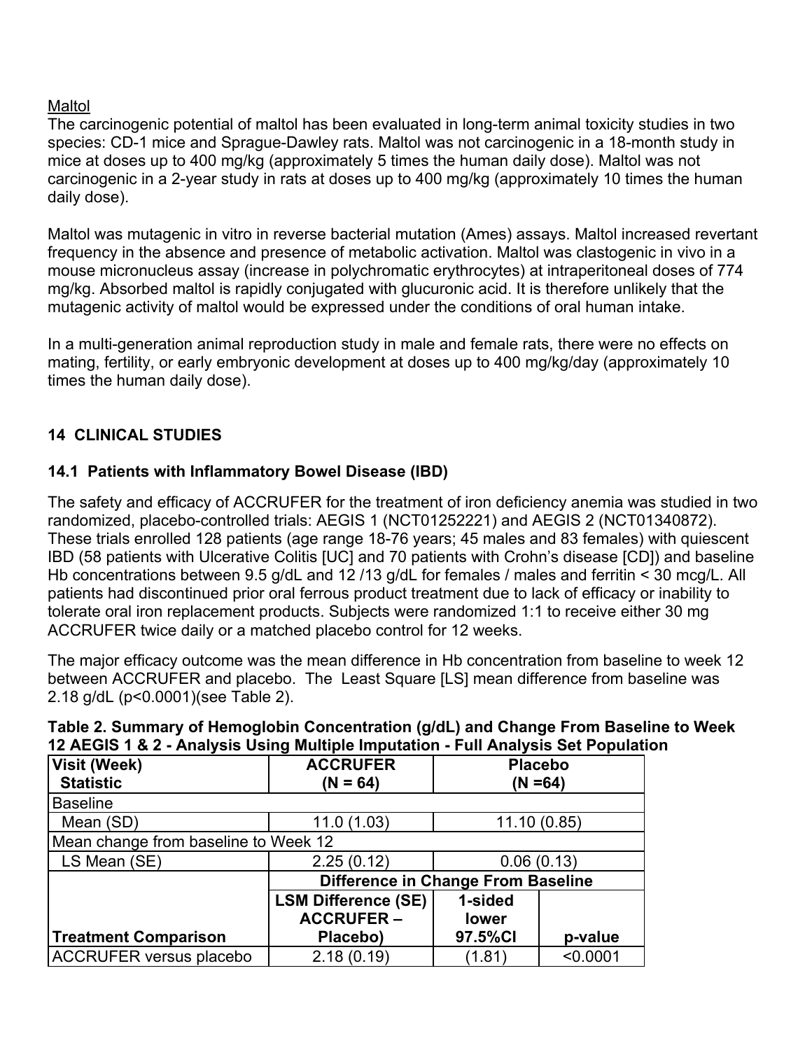Maltol

The carcinogenic potential of maltol has been evaluated in long-term animal toxicity studies in two species: CD-1 mice and Sprague-Dawley rats. Maltol was not carcinogenic in a 18-month study in mice at doses up to 400 mg/kg (approximately 5 times the human daily dose). Maltol was not carcinogenic in a 2-year study in rats at doses up to 400 mg/kg (approximately 10 times the human daily dose).

Maltol was mutagenic in vitro in reverse bacterial mutation (Ames) assays. Maltol increased revertant frequency in the absence and presence of metabolic activation. Maltol was clastogenic in vivo in a mouse micronucleus assay (increase in polychromatic erythrocytes) at intraperitoneal doses of 774 mg/kg. Absorbed maltol is rapidly conjugated with glucuronic acid. It is therefore unlikely that the mutagenic activity of maltol would be expressed under the conditions of oral human intake.

In a multi-generation animal reproduction study in male and female rats, there were no effects on mating, fertility, or early embryonic development at doses up to 400 mg/kg/day (approximately 10 times the human daily dose).

## 14 CLINICAL STUDIES

### 14.1 Patients with Inflammatory Bowel Disease (IBD)

The safety and efficacy of ACCRUFER for the treatment of iron deficiency anemia was studied in two randomized, placebo-controlled trials: AEGIS 1 (NCT01252221) and AEGIS 2 (NCT01340872). These trials enrolled 128 patients (age range 18-76 years; 45 males and 83 females) with quiescent IBD (58 patients with Ulcerative Colitis [UC] and 70 patients with Crohn's disease [CD]) and baseline Hb concentrations between 9.5 g/dL and 12 /13 g/dL for females / males and ferritin < 30 mcg/L. All patients had discontinued prior oral ferrous product treatment due to lack of efficacy or inability to tolerate oral iron replacement products. Subjects were randomized 1:1 to receive either 30 mg ACCRUFER twice daily or a matched placebo control for 12 weeks.

The major efficacy outcome was the mean difference in Hb concentration from baseline to week 12 between ACCRUFER and placebo. The Least Square [LS] mean difference from baseline was 2.18 g/dL (p<0.0001)(see Table 2).

**Table 2. Summary of Hemoglobin Concentration (g/dL) and Change From Baseline to Week 12 AEGIS 1 & 2 - Analysis Using Multiple Imputation - Full Analysis Set Population**

| Visit (Week) Statistic | ACCRUFER (N = 64) | Placebo (N =64) | |
|---|---|---|---|
| Baseline | | | |
| Mean (SD) | 11.0 (1.03) | 11.10 (0.85) | |
| Mean change from baseline to Week 12 | | | |
| LS Mean (SE) | 2.25 (0.12) | 0.06 (0.13) | |
| | Difference in Change From Baseline | | |
| Treatment Comparison | LSM Difference (SE) ACCRUFER – Placebo) | 1-sided lower 97.5%CI | p-value |
| ACCRUFER versus placebo | 2.18 (0.19) | (1.81) | <0.0001 |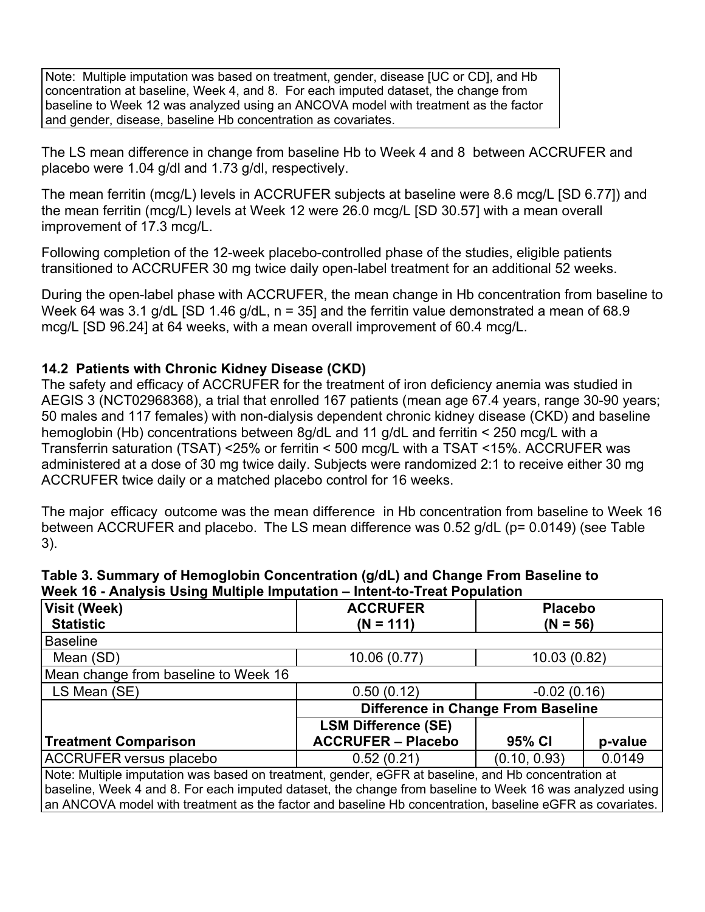| Note: Multiple imputation was based on treatment, gender, disease [UC or CD], and Hb concentration at baseline, Week 4, and 8. For each imputed dataset, the change from baseline to Week 12 was analyzed using an ANCOVA model with treatment as the factor and gender, disease, baseline Hb concentration as covariates. |
|---|

The LS mean difference in change from baseline Hb to Week 4 and 8 between ACCRUFER and placebo were 1.04 g/dl and 1.73 g/dl, respectively.

The mean ferritin (mcg/L) levels in ACCRUFER subjects at baseline were 8.6 mcg/L [SD 6.77]) and the mean ferritin (mcg/L) levels at Week 12 were 26.0 mcg/L [SD 30.57] with a mean overall improvement of 17.3 mcg/L.

Following completion of the 12-week placebo-controlled phase of the studies, eligible patients transitioned to ACCRUFER 30 mg twice daily open-label treatment for an additional 52 weeks.

During the open-label phase with ACCRUFER, the mean change in Hb concentration from baseline to Week 64 was 3.1 g/dL [SD 1.46 g/dL, n = 35] and the ferritin value demonstrated a mean of 68.9 mcg/L [SD 96.24] at 64 weeks, with a mean overall improvement of 60.4 mcg/L.

### 14.2 Patients with Chronic Kidney Disease (CKD)

The safety and efficacy of ACCRUFER for the treatment of iron deficiency anemia was studied in AEGIS 3 (NCT02968368), a trial that enrolled 167 patients (mean age 67.4 years, range 30-90 years; 50 males and 117 females) with non-dialysis dependent chronic kidney disease (CKD) and baseline hemoglobin (Hb) concentrations between 8g/dL and 11 g/dL and ferritin < 250 mcg/L with a Transferrin saturation (TSAT) <25% or ferritin < 500 mcg/L with a TSAT <15%. ACCRUFER was administered at a dose of 30 mg twice daily. Subjects were randomized 2:1 to receive either 30 mg ACCRUFER twice daily or a matched placebo control for 16 weeks.

The major efficacy outcome was the mean difference in Hb concentration from baseline to Week 16 between ACCRUFER and placebo. The LS mean difference was 0.52 g/dL (p= 0.0149) (see Table 3).

**Table 3. Summary of Hemoglobin Concentration (g/dL) and Change From Baseline to Week 16 - Analysis Using Multiple Imputation – Intent-to-Treat Population**

| Visit (Week)<br>Statistic | ACCRUFER<br>(N = 111) | Placebo<br>(N = 56) | |
|---|---|---|---|
| Baseline | | | |
| Mean (SD) | 10.06 (0.77) | 10.03 (0.82) | |
| Mean change from baseline to Week 16 | | | |
| LS Mean (SE) | 0.50 (0.12) | -0.02 (0.16) | |
| | **Difference in Change From Baseline** | | |
| **Treatment Comparison** | **LSM Difference (SE)<br>ACCRUFER – Placebo** | **95% CI** | **p-value** |
| ACCRUFER versus placebo | 0.52 (0.21) | (0.10, 0.93) | 0.0149 |
| Note: Multiple imputation was based on treatment, gender, eGFR at baseline, and Hb concentration at baseline, Week 4 and 8. For each imputed dataset, the change from baseline to Week 16 was analyzed using an ANCOVA model with treatment as the factor and baseline Hb concentration, baseline eGFR as covariates. | | | |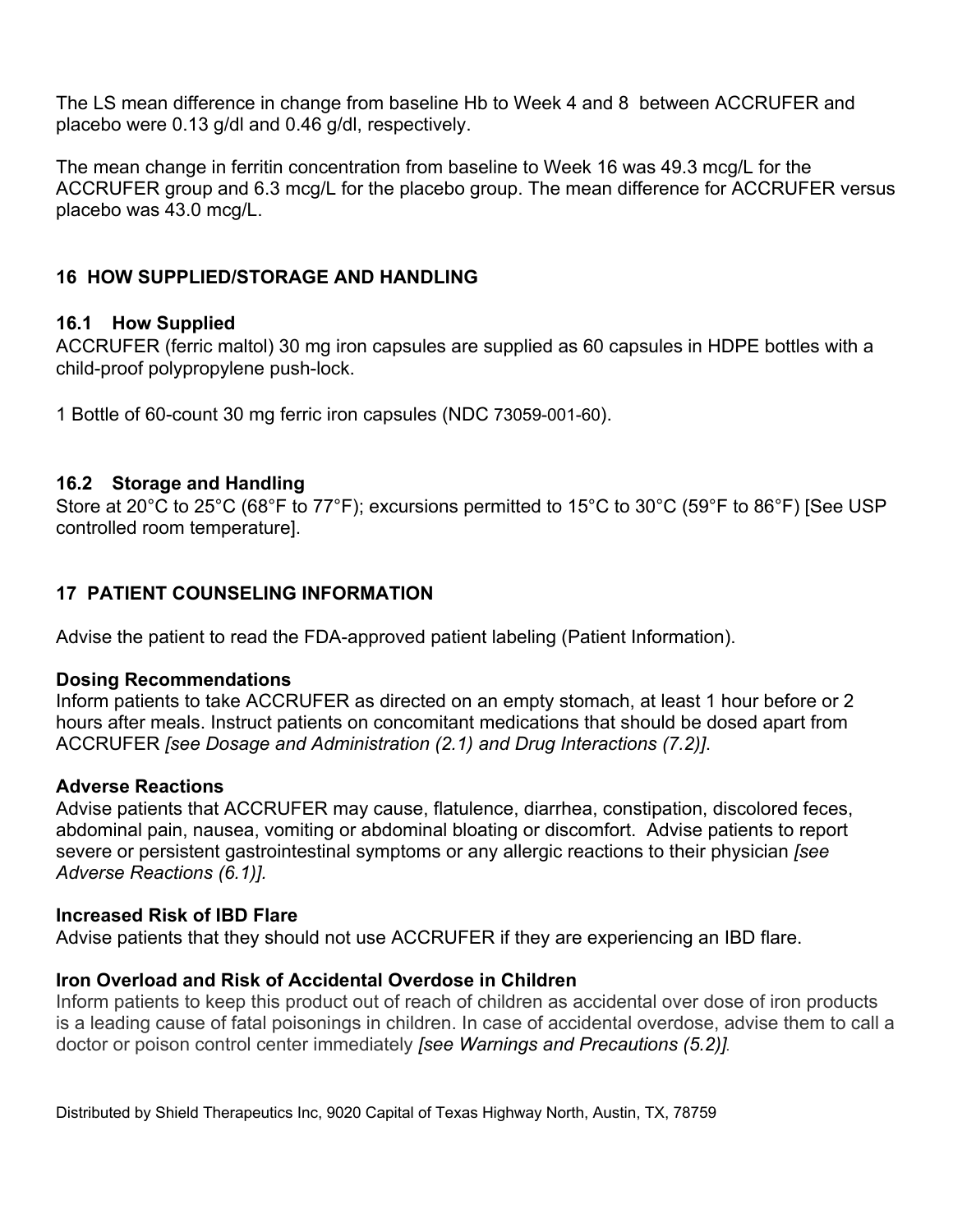The LS mean difference in change from baseline Hb to Week 4 and 8 between ACCRUFER and placebo were 0.13 g/dl and 0.46 g/dl, respectively.

The mean change in ferritin concentration from baseline to Week 16 was 49.3 mcg/L for the ACCRUFER group and 6.3 mcg/L for the placebo group. The mean difference for ACCRUFER versus placebo was 43.0 mcg/L.

## 16 HOW SUPPLIED/STORAGE AND HANDLING

### 16.1 How Supplied

ACCRUFER (ferric maltol) 30 mg iron capsules are supplied as 60 capsules in HDPE bottles with a child-proof polypropylene push-lock.

1 Bottle of 60-count 30 mg ferric iron capsules (NDC 73059-001-60).

### 16.2 Storage and Handling

Store at 20°C to 25°C (68°F to 77°F); excursions permitted to 15°C to 30°C (59°F to 86°F) [See USP controlled room temperature].

## 17 PATIENT COUNSELING INFORMATION

Advise the patient to read the FDA-approved patient labeling (Patient Information).

**Dosing Recommendations**

Inform patients to take ACCRUFER as directed on an empty stomach, at least 1 hour before or 2 hours after meals. Instruct patients on concomitant medications that should be dosed apart from ACCRUFER *[see Dosage and Administration (2.1) and Drug Interactions (7.2)]*.

**Adverse Reactions**

Advise patients that ACCRUFER may cause, flatulence, diarrhea, constipation, discolored feces, abdominal pain, nausea, vomiting or abdominal bloating or discomfort. Advise patients to report severe or persistent gastrointestinal symptoms or any allergic reactions to their physician *[see Adverse Reactions (6.1)]*.

**Increased Risk of IBD Flare**

Advise patients that they should not use ACCRUFER if they are experiencing an IBD flare.

**Iron Overload and Risk of Accidental Overdose in Children**

Inform patients to keep this product out of reach of children as accidental over dose of iron products is a leading cause of fatal poisonings in children. In case of accidental overdose, advise them to call a doctor or poison control center immediately *[see Warnings and Precautions (5.2)]*.

Distributed by Shield Therapeutics Inc, 9020 Capital of Texas Highway North, Austin, TX, 78759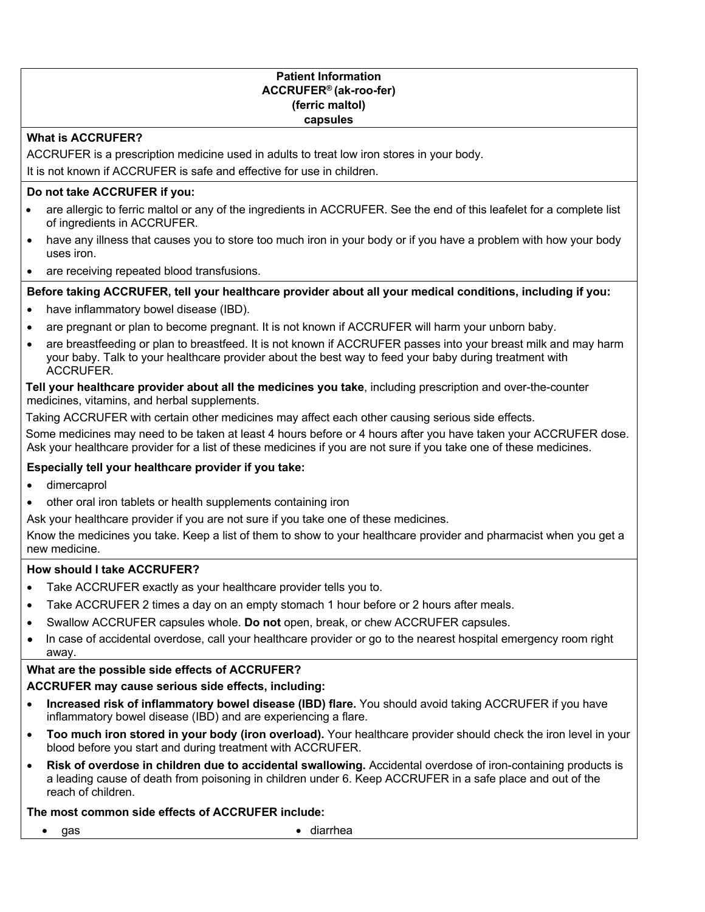**Patient Information**
**ACCRUFER® (ak-roo-fer)**
**(ferric maltol)**
**capsules**

**What is ACCRUFER?**

ACCRUFER is a prescription medicine used in adults to treat low iron stores in your body.

It is not known if ACCRUFER is safe and effective for use in children.

**Do not take ACCRUFER if you:**

- are allergic to ferric maltol or any of the ingredients in ACCRUFER. See the end of this leafelet for a complete list of ingredients in ACCRUFER.
- have any illness that causes you to store too much iron in your body or if you have a problem with how your body uses iron.
- are receiving repeated blood transfusions.

**Before taking ACCRUFER, tell your healthcare provider about all your medical conditions, including if you:**

- have inflammatory bowel disease (IBD).
- are pregnant or plan to become pregnant. It is not known if ACCRUFER will harm your unborn baby.
- are breastfeeding or plan to breastfeed. It is not known if ACCRUFER passes into your breast milk and may harm your baby. Talk to your healthcare provider about the best way to feed your baby during treatment with ACCRUFER.

**Tell your healthcare provider about all the medicines you take**, including prescription and over-the-counter medicines, vitamins, and herbal supplements.

Taking ACCRUFER with certain other medicines may affect each other causing serious side effects.

Some medicines may need to be taken at least 4 hours before or 4 hours after you have taken your ACCRUFER dose. Ask your healthcare provider for a list of these medicines if you are not sure if you take one of these medicines.

**Especially tell your healthcare provider if you take:**

- dimercaprol
- other oral iron tablets or health supplements containing iron

Ask your healthcare provider if you are not sure if you take one of these medicines.

Know the medicines you take. Keep a list of them to show to your healthcare provider and pharmacist when you get a new medicine.

**How should I take ACCRUFER?**

- Take ACCRUFER exactly as your healthcare provider tells you to.
- Take ACCRUFER 2 times a day on an empty stomach 1 hour before or 2 hours after meals.
- Swallow ACCRUFER capsules whole. **Do not** open, break, or chew ACCRUFER capsules.
- In case of accidental overdose, call your healthcare provider or go to the nearest hospital emergency room right away.

**What are the possible side effects of ACCRUFER?**

**ACCRUFER may cause serious side effects, including:**

- **Increased risk of inflammatory bowel disease (IBD) flare.** You should avoid taking ACCRUFER if you have inflammatory bowel disease (IBD) and are experiencing a flare.
- **Too much iron stored in your body (iron overload).** Your healthcare provider should check the iron level in your blood before you start and during treatment with ACCRUFER.
- **Risk of overdose in children due to accidental swallowing.** Accidental overdose of iron-containing products is a leading cause of death from poisoning in children under 6. Keep ACCRUFER in a safe place and out of the reach of children.

**The most common side effects of ACCRUFER include:**

- gas
- diarrhea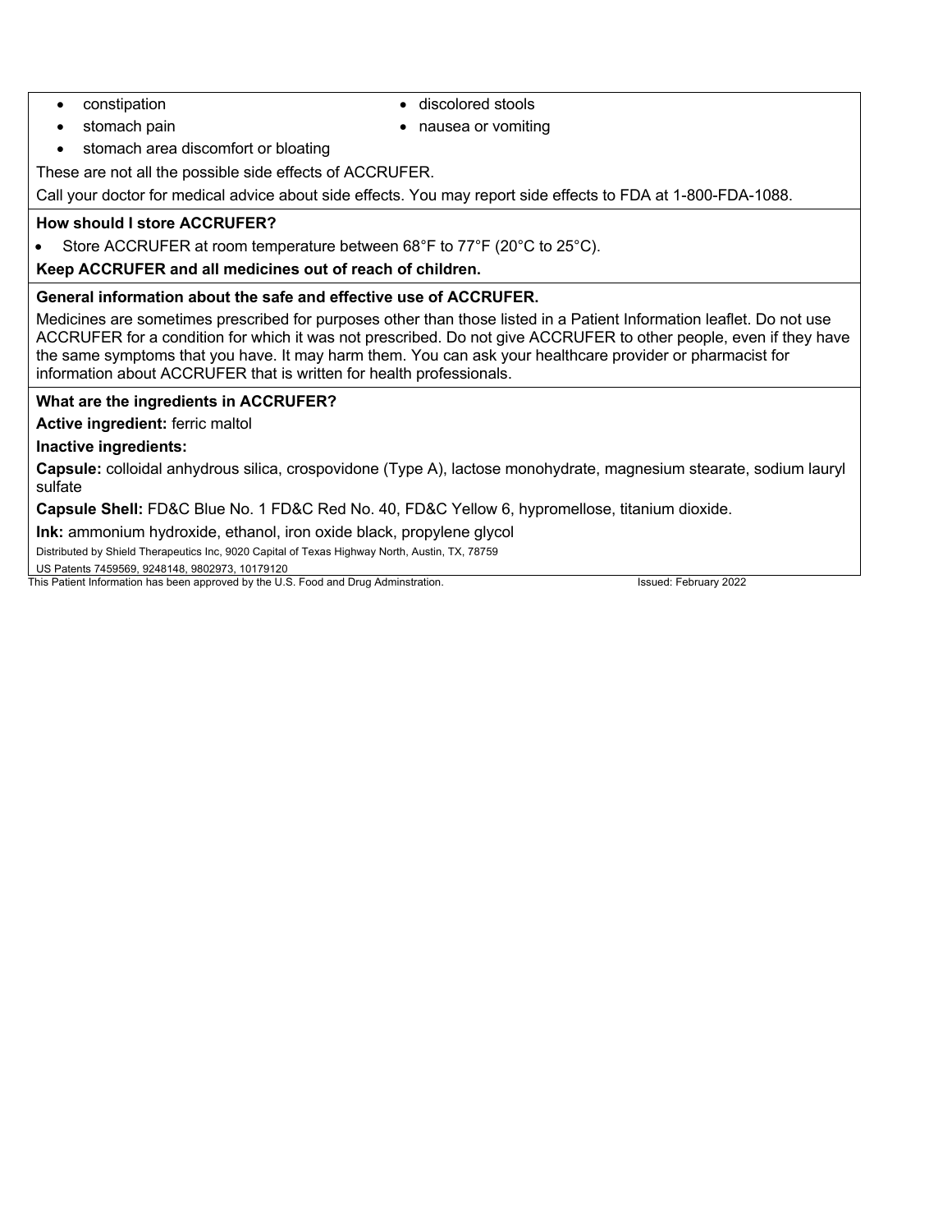- constipation
- stomach pain
- stomach area discomfort or bloating
- discolored stools
- nausea or vomiting

These are not all the possible side effects of ACCRUFER.

Call your doctor for medical advice about side effects. You may report side effects to FDA at 1-800-FDA-1088.

**How should I store ACCRUFER?**

- Store ACCRUFER at room temperature between 68°F to 77°F (20°C to 25°C).

**Keep ACCRUFER and all medicines out of reach of children.**

**General information about the safe and effective use of ACCRUFER.**

Medicines are sometimes prescribed for purposes other than those listed in a Patient Information leaflet. Do not use ACCRUFER for a condition for which it was not prescribed. Do not give ACCRUFER to other people, even if they have the same symptoms that you have. It may harm them. You can ask your healthcare provider or pharmacist for information about ACCRUFER that is written for health professionals.

**What are the ingredients in ACCRUFER?**

**Active ingredient:** ferric maltol

**Inactive ingredients:**

**Capsule:** colloidal anhydrous silica, crospovidone (Type A), lactose monohydrate, magnesium stearate, sodium lauryl sulfate

**Capsule Shell:** FD&C Blue No. 1 FD&C Red No. 40, FD&C Yellow 6, hypromellose, titanium dioxide.

**Ink:** ammonium hydroxide, ethanol, iron oxide black, propylene glycol

Distributed by Shield Therapeutics Inc, 9020 Capital of Texas Highway North, Austin, TX, 78759

US Patents 7459569, 9248148, 9802973, 10179120

This Patient Information has been approved by the U.S. Food and Drug Adminstration. Issued: February 2022